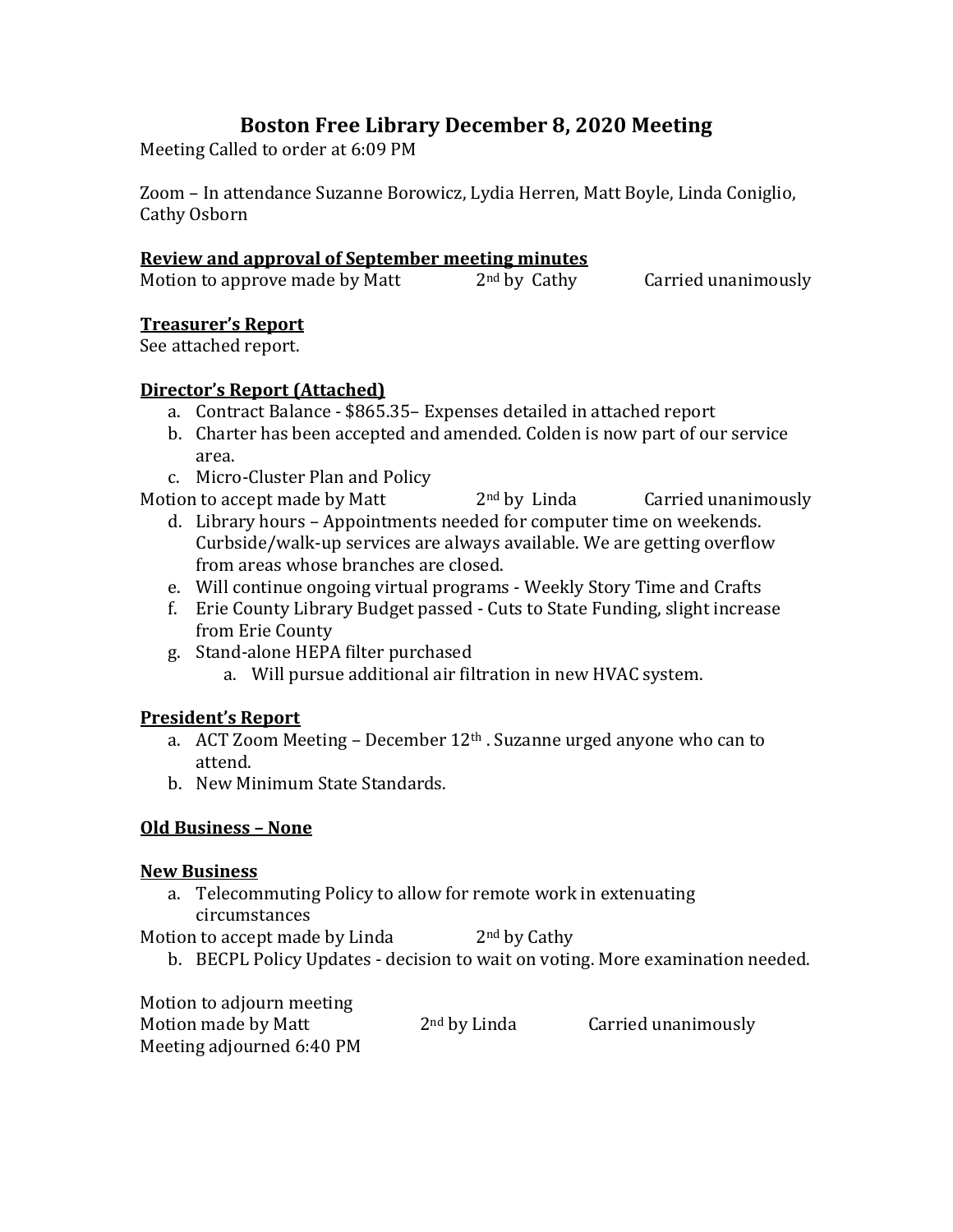# Boston Free Library December 8, 2020 Meeting

Meeting Called to order at 6:09 PM

Zoom – In attendance Suzanne Borowicz, Lydia Herren, Matt Boyle, Linda Coniglio, Cathy Osborn

**Review and approval of September meeting minutes**

Motion to approve made by Matt    2nd by Cathy    Carried unanimously

**Treasurer's Report**

See attached report.

**Director's Report (Attached)**

a. Contract Balance - $865.35– Expenses detailed in attached report
b. Charter has been accepted and amended. Colden is now part of our service area.
c. Micro-Cluster Plan and Policy

Motion to accept made by Matt    2nd by Linda    Carried unanimously

d. Library hours – Appointments needed for computer time on weekends. Curbside/walk-up services are always available. We are getting overflow from areas whose branches are closed.
e. Will continue ongoing virtual programs - Weekly Story Time and Crafts
f. Erie County Library Budget passed - Cuts to State Funding, slight increase from Erie County
g. Stand-alone HEPA filter purchased
    a. Will pursue additional air filtration in new HVAC system.

**President's Report**

a. ACT Zoom Meeting – December 12th . Suzanne urged anyone who can to attend.
b. New Minimum State Standards.

**Old Business – None**

**New Business**

a. Telecommuting Policy to allow for remote work in extenuating circumstances

Motion to accept made by Linda    2nd by Cathy

b. BECPL Policy Updates - decision to wait on voting. More examination needed.

Motion to adjourn meeting
Motion made by Matt    2nd by Linda    Carried unanimously
Meeting adjourned 6:40 PM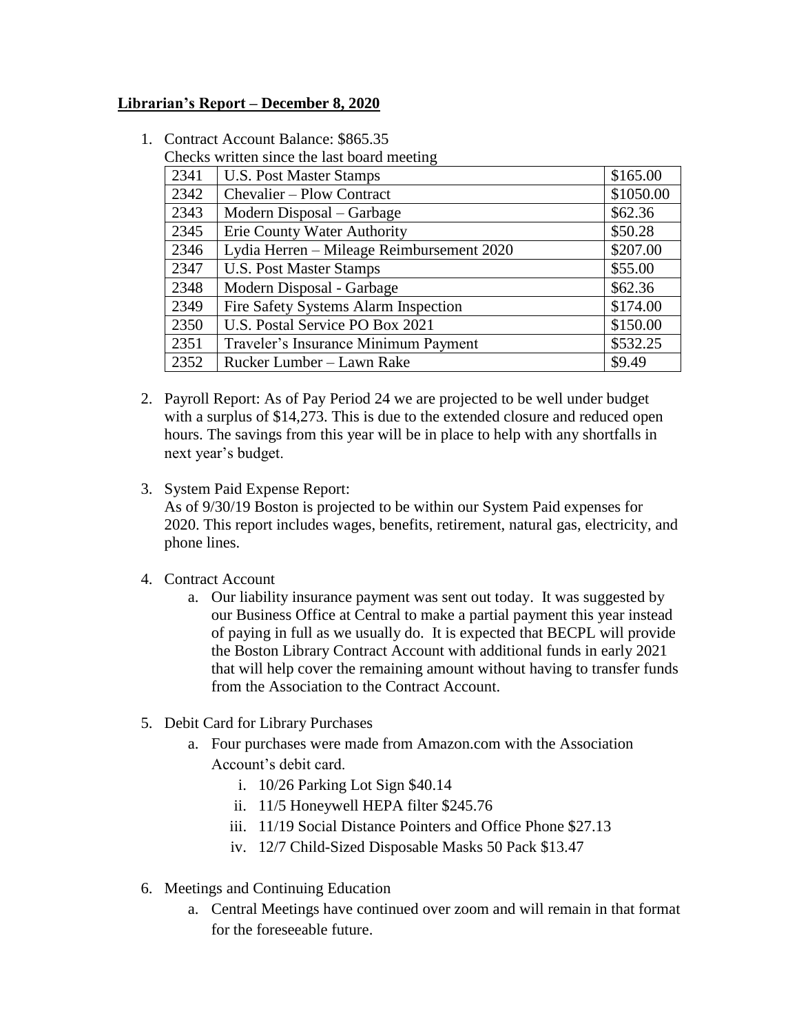**Librarian's Report – December 8, 2020**

1. Contract Account Balance: $865.35

   Checks written since the last board meeting

| 2341 | U.S. Post Master Stamps | $165.00 |
|---|---|---|
| 2342 | Chevalier – Plow Contract | $1050.00 |
| 2343 | Modern Disposal – Garbage | $62.36 |
| 2345 | Erie County Water Authority | $50.28 |
| 2346 | Lydia Herren – Mileage Reimbursement 2020 | $207.00 |
| 2347 | U.S. Post Master Stamps | $55.00 |
| 2348 | Modern Disposal - Garbage | $62.36 |
| 2349 | Fire Safety Systems Alarm Inspection | $174.00 |
| 2350 | U.S. Postal Service PO Box 2021 | $150.00 |
| 2351 | Traveler's Insurance Minimum Payment | $532.25 |
| 2352 | Rucker Lumber – Lawn Rake | $9.49 |

2. Payroll Report: As of Pay Period 24 we are projected to be well under budget with a surplus of $14,273. This is due to the extended closure and reduced open hours. The savings from this year will be in place to help with any shortfalls in next year's budget.

3. System Paid Expense Report:

   As of 9/30/19 Boston is projected to be within our System Paid expenses for 2020. This report includes wages, benefits, retirement, natural gas, electricity, and phone lines.

4. Contract Account
   a. Our liability insurance payment was sent out today. It was suggested by our Business Office at Central to make a partial payment this year instead of paying in full as we usually do. It is expected that BECPL will provide the Boston Library Contract Account with additional funds in early 2021 that will help cover the remaining amount without having to transfer funds from the Association to the Contract Account.

5. Debit Card for Library Purchases
   a. Four purchases were made from Amazon.com with the Association Account's debit card.
      i. 10/26 Parking Lot Sign $40.14
      ii. 11/5 Honeywell HEPA filter $245.76
      iii. 11/19 Social Distance Pointers and Office Phone $27.13
      iv. 12/7 Child-Sized Disposable Masks 50 Pack $13.47

6. Meetings and Continuing Education
   a. Central Meetings have continued over zoom and will remain in that format for the foreseeable future.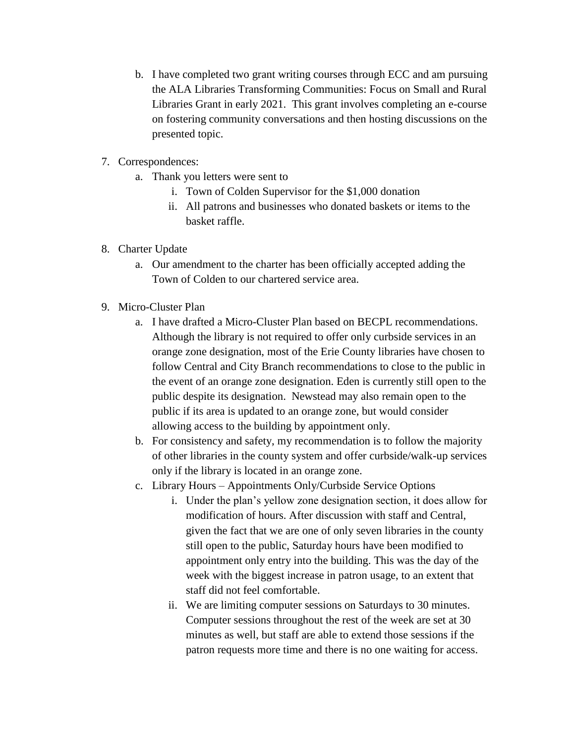b. I have completed two grant writing courses through ECC and am pursuing the ALA Libraries Transforming Communities: Focus on Small and Rural Libraries Grant in early 2021. This grant involves completing an e-course on fostering community conversations and then hosting discussions on the presented topic.

7. Correspondences:
   a. Thank you letters were sent to
      i. Town of Colden Supervisor for the $1,000 donation
      ii. All patrons and businesses who donated baskets or items to the basket raffle.

8. Charter Update
   a. Our amendment to the charter has been officially accepted adding the Town of Colden to our chartered service area.

9. Micro-Cluster Plan
   a. I have drafted a Micro-Cluster Plan based on BECPL recommendations. Although the library is not required to offer only curbside services in an orange zone designation, most of the Erie County libraries have chosen to follow Central and City Branch recommendations to close to the public in the event of an orange zone designation. Eden is currently still open to the public despite its designation. Newstead may also remain open to the public if its area is updated to an orange zone, but would consider allowing access to the building by appointment only.
   b. For consistency and safety, my recommendation is to follow the majority of other libraries in the county system and offer curbside/walk-up services only if the library is located in an orange zone.
   c. Library Hours – Appointments Only/Curbside Service Options
      i. Under the plan's yellow zone designation section, it does allow for modification of hours. After discussion with staff and Central, given the fact that we are one of only seven libraries in the county still open to the public, Saturday hours have been modified to appointment only entry into the building. This was the day of the week with the biggest increase in patron usage, to an extent that staff did not feel comfortable.
      ii. We are limiting computer sessions on Saturdays to 30 minutes. Computer sessions throughout the rest of the week are set at 30 minutes as well, but staff are able to extend those sessions if the patron requests more time and there is no one waiting for access.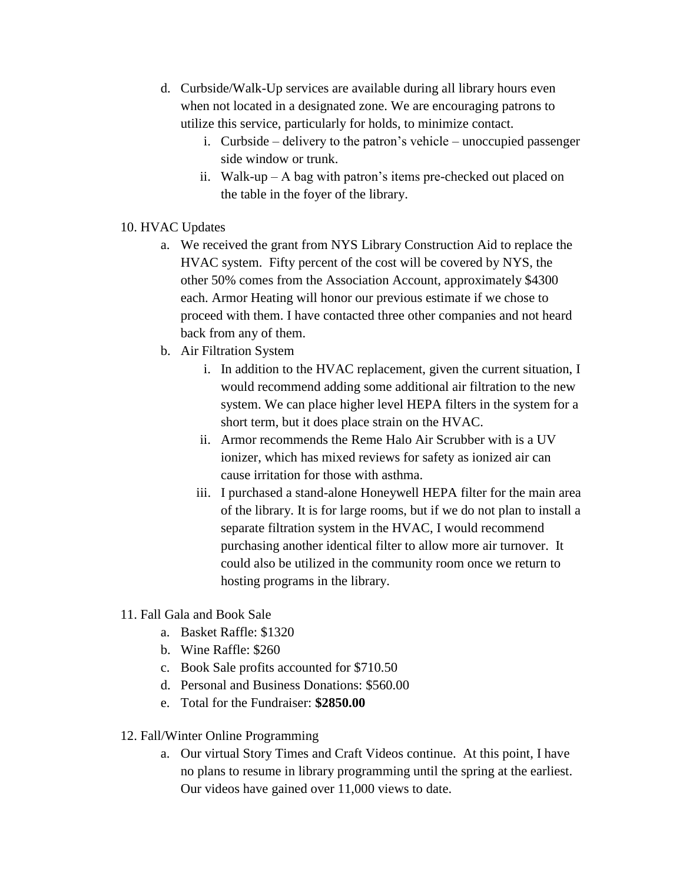d. Curbside/Walk-Up services are available during all library hours even when not located in a designated zone. We are encouraging patrons to utilize this service, particularly for holds, to minimize contact.
   i. Curbside – delivery to the patron's vehicle – unoccupied passenger side window or trunk.
   ii. Walk-up – A bag with patron's items pre-checked out placed on the table in the foyer of the library.

10. HVAC Updates
    a. We received the grant from NYS Library Construction Aid to replace the HVAC system. Fifty percent of the cost will be covered by NYS, the other 50% comes from the Association Account, approximately $4300 each. Armor Heating will honor our previous estimate if we chose to proceed with them. I have contacted three other companies and not heard back from any of them.
    b. Air Filtration System
       i. In addition to the HVAC replacement, given the current situation, I would recommend adding some additional air filtration to the new system. We can place higher level HEPA filters in the system for a short term, but it does place strain on the HVAC.
       ii. Armor recommends the Reme Halo Air Scrubber with is a UV ionizer, which has mixed reviews for safety as ionized air can cause irritation for those with asthma.
       iii. I purchased a stand-alone Honeywell HEPA filter for the main area of the library. It is for large rooms, but if we do not plan to install a separate filtration system in the HVAC, I would recommend purchasing another identical filter to allow more air turnover. It could also be utilized in the community room once we return to hosting programs in the library.

11. Fall Gala and Book Sale
    a. Basket Raffle: $1320
    b. Wine Raffle: $260
    c. Book Sale profits accounted for $710.50
    d. Personal and Business Donations: $560.00
    e. Total for the Fundraiser: **$2850.00**

12. Fall/Winter Online Programming
    a. Our virtual Story Times and Craft Videos continue. At this point, I have no plans to resume in library programming until the spring at the earliest. Our videos have gained over 11,000 views to date.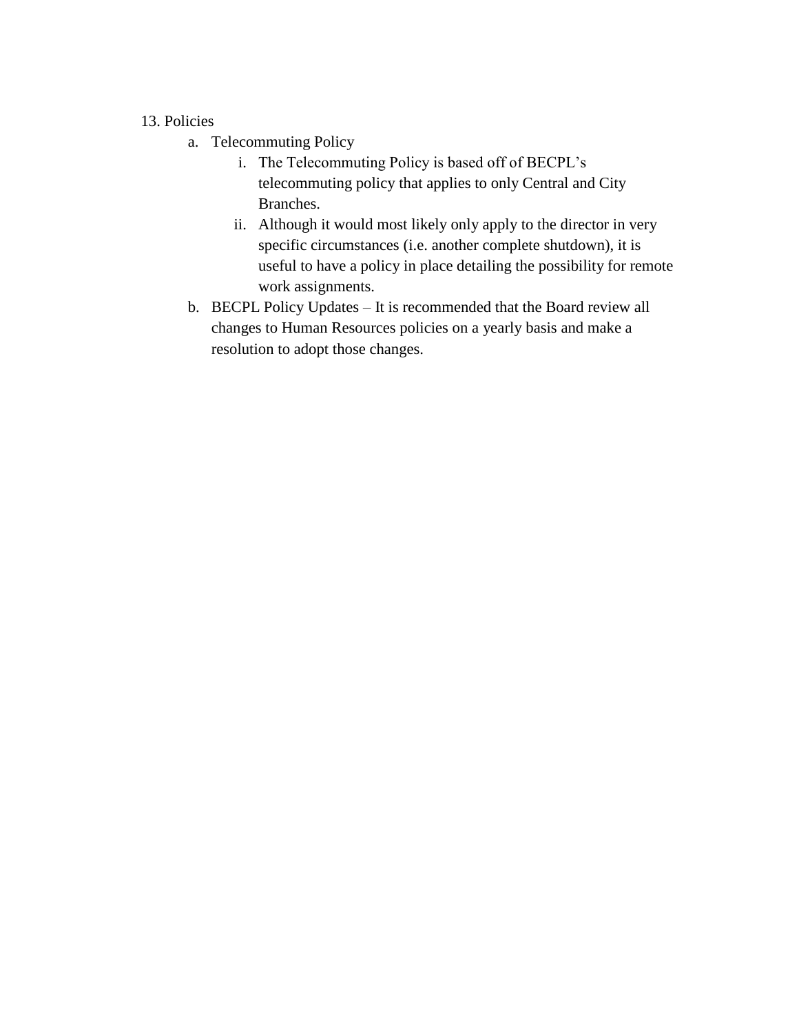13. Policies
   a. Telecommuting Policy
      i. The Telecommuting Policy is based off of BECPL's telecommuting policy that applies to only Central and City Branches.
      ii. Although it would most likely only apply to the director in very specific circumstances (i.e. another complete shutdown), it is useful to have a policy in place detailing the possibility for remote work assignments.
   b. BECPL Policy Updates – It is recommended that the Board review all changes to Human Resources policies on a yearly basis and make a resolution to adopt those changes.